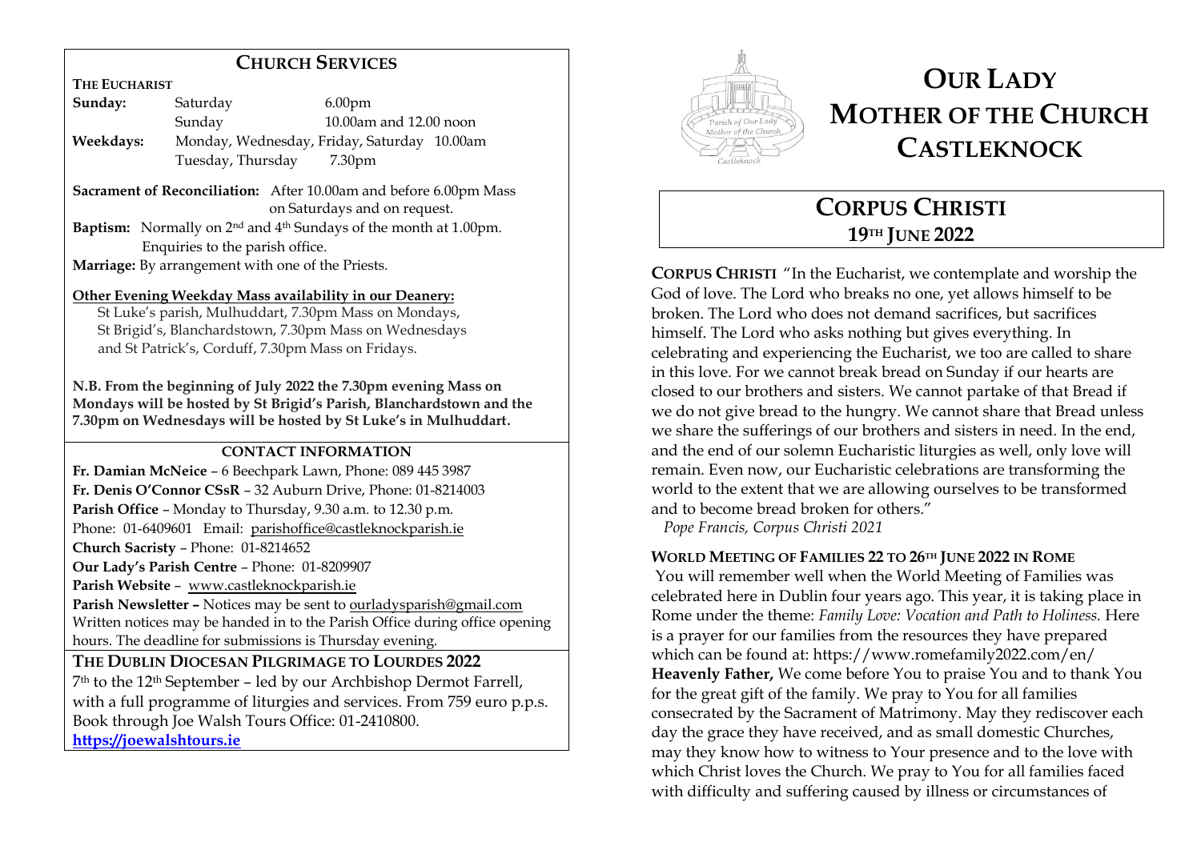## CHURCH SERVICES

**THE EUCHARIST**

| | | |
|---|---|---|
| **Sunday:** | Saturday | 6.00pm |
| | Sunday | 10.00am and 12.00 noon |
| **Weekdays:** | Monday, Wednesday, Friday, Saturday | 10.00am |
| | Tuesday, Thursday | 7.30pm |

**Sacrament of Reconciliation:** After 10.00am and before 6.00pm Mass on Saturdays and on request.

**Baptism:** Normally on 2nd and 4th Sundays of the month at 1.00pm. Enquiries to the parish office.

**Marriage:** By arrangement with one of the Priests.

**Other Evening Weekday Mass availability in our Deanery:**

St Luke's parish, Mulhuddart, 7.30pm Mass on Mondays,
St Brigid's, Blanchardstown, 7.30pm Mass on Wednesdays
and St Patrick's, Corduff, 7.30pm Mass on Fridays.

**N.B. From the beginning of July 2022 the 7.30pm evening Mass on Mondays will be hosted by St Brigid's Parish, Blanchardstown and the 7.30pm on Wednesdays will be hosted by St Luke's in Mulhuddart.**

### CONTACT INFORMATION

**Fr. Damian McNeice** – 6 Beechpark Lawn, Phone: 089 445 3987
**Fr. Denis O'Connor CSsR** – 32 Auburn Drive, Phone: 01-8214003
**Parish Office** – Monday to Thursday, 9.30 a.m. to 12.30 p.m.
Phone: 01-6409601 Email: parishoffice@castleknockparish.ie
**Church Sacristy** – Phone: 01-8214652
**Our Lady's Parish Centre** – Phone: 01-8209907
**Parish Website** – www.castleknockparish.ie
**Parish Newsletter –** Notices may be sent to ourladysparish@gmail.com
Written notices may be handed in to the Parish Office during office opening hours. The deadline for submissions is Thursday evening.

### THE DUBLIN DIOCESAN PILGRIMAGE TO LOURDES 2022

7th to the 12th September – led by our Archbishop Dermot Farrell, with a full programme of liturgies and services. From 759 euro p.p.s. Book through Joe Walsh Tours Office: 01-2410800.
**https://joewalshtours.ie**

# OUR LADY MOTHER OF THE CHURCH CASTLEKNOCK

## CORPUS CHRISTI 19TH JUNE 2022

**CORPUS CHRISTI** "In the Eucharist, we contemplate and worship the God of love. The Lord who breaks no one, yet allows himself to be broken. The Lord who does not demand sacrifices, but sacrifices himself. The Lord who asks nothing but gives everything. In celebrating and experiencing the Eucharist, we too are called to share in this love. For we cannot break bread on Sunday if our hearts are closed to our brothers and sisters. We cannot partake of that Bread if we do not give bread to the hungry. We cannot share that Bread unless we share the sufferings of our brothers and sisters in need. In the end, and the end of our solemn Eucharistic liturgies as well, only love will remain. Even now, our Eucharistic celebrations are transforming the world to the extent that we are allowing ourselves to be transformed and to become bread broken for others."
*Pope Francis, Corpus Christi 2021*

**WORLD MEETING OF FAMILIES 22 TO 26TH JUNE 2022 IN ROME**

You will remember well when the World Meeting of Families was celebrated here in Dublin four years ago. This year, it is taking place in Rome under the theme: *Family Love: Vocation and Path to Holiness.* Here is a prayer for our families from the resources they have prepared which can be found at: https://www.romefamily2022.com/en/
**Heavenly Father,** We come before You to praise You and to thank You for the great gift of the family. We pray to You for all families consecrated by the Sacrament of Matrimony. May they rediscover each day the grace they have received, and as small domestic Churches, may they know how to witness to Your presence and to the love with which Christ loves the Church. We pray to You for all families faced with difficulty and suffering caused by illness or circumstances of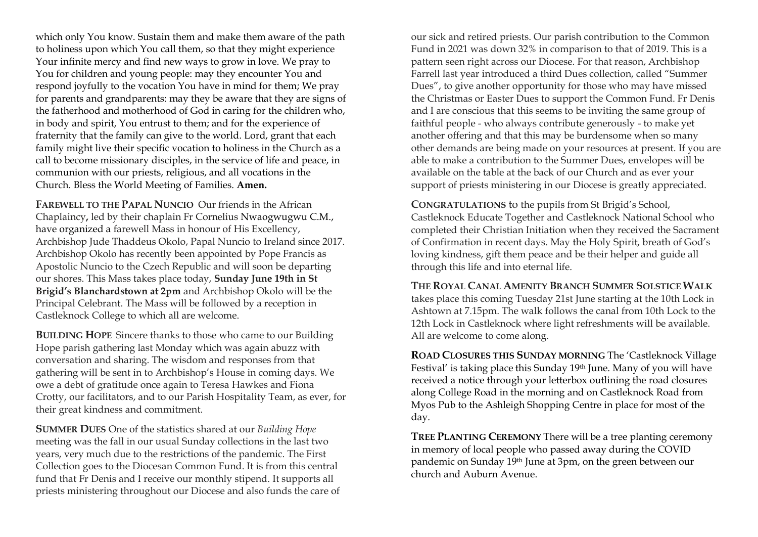which only You know. Sustain them and make them aware of the path to holiness upon which You call them, so that they might experience Your infinite mercy and find new ways to grow in love. We pray to You for children and young people: may they encounter You and respond joyfully to the vocation You have in mind for them; We pray for parents and grandparents: may they be aware that they are signs of the fatherhood and motherhood of God in caring for the children who, in body and spirit, You entrust to them; and for the experience of fraternity that the family can give to the world. Lord, grant that each family might live their specific vocation to holiness in the Church as a call to become missionary disciples, in the service of life and peace, in communion with our priests, religious, and all vocations in the Church. Bless the World Meeting of Families. **Amen.**

**FAREWELL TO THE PAPAL NUNCIO** Our friends in the African Chaplaincy**,** led by their chaplain Fr Cornelius Nwaogwugwu C.M., have organized a farewell Mass in honour of His Excellency, Archbishop Jude Thaddeus Okolo, Papal Nuncio to Ireland since 2017. Archbishop Okolo has recently been appointed by Pope Francis as Apostolic Nuncio to the Czech Republic and will soon be departing our shores. This Mass takes place today, **Sunday June 19th in St Brigid's Blanchardstown at 2pm** and Archbishop Okolo will be the Principal Celebrant. The Mass will be followed by a reception in Castleknock College to which all are welcome.

**BUILDING HOPE** Sincere thanks to those who came to our Building Hope parish gathering last Monday which was again abuzz with conversation and sharing. The wisdom and responses from that gathering will be sent in to Archbishop's House in coming days. We owe a debt of gratitude once again to Teresa Hawkes and Fiona Crotty, our facilitators, and to our Parish Hospitality Team, as ever, for their great kindness and commitment.

**SUMMER DUES** One of the statistics shared at our *Building Hope* meeting was the fall in our usual Sunday collections in the last two years, very much due to the restrictions of the pandemic. The First Collection goes to the Diocesan Common Fund. It is from this central fund that Fr Denis and I receive our monthly stipend. It supports all priests ministering throughout our Diocese and also funds the care of our sick and retired priests. Our parish contribution to the Common Fund in 2021 was down 32% in comparison to that of 2019. This is a pattern seen right across our Diocese. For that reason, Archbishop Farrell last year introduced a third Dues collection, called "Summer Dues", to give another opportunity for those who may have missed the Christmas or Easter Dues to support the Common Fund. Fr Denis and I are conscious that this seems to be inviting the same group of faithful people - who always contribute generously - to make yet another offering and that this may be burdensome when so many other demands are being made on your resources at present. If you are able to make a contribution to the Summer Dues, envelopes will be available on the table at the back of our Church and as ever your support of priests ministering in our Diocese is greatly appreciated.

**CONGRATULATIONS** to the pupils from St Brigid's School, Castleknock Educate Together and Castleknock National School who completed their Christian Initiation when they received the Sacrament of Confirmation in recent days. May the Holy Spirit, breath of God's loving kindness, gift them peace and be their helper and guide all through this life and into eternal life.

**THE ROYAL CANAL AMENITY BRANCH SUMMER SOLSTICE WALK** takes place this coming Tuesday 21st June starting at the 10th Lock in Ashtown at 7.15pm. The walk follows the canal from 10th Lock to the 12th Lock in Castleknock where light refreshments will be available. All are welcome to come along.

**ROAD CLOSURES THIS SUNDAY MORNING** The 'Castleknock Village Festival' is taking place this Sunday 19th June. Many of you will have received a notice through your letterbox outlining the road closures along College Road in the morning and on Castleknock Road from Myos Pub to the Ashleigh Shopping Centre in place for most of the day.

**TREE PLANTING CEREMONY** There will be a tree planting ceremony in memory of local people who passed away during the COVID pandemic on Sunday 19th June at 3pm, on the green between our church and Auburn Avenue.